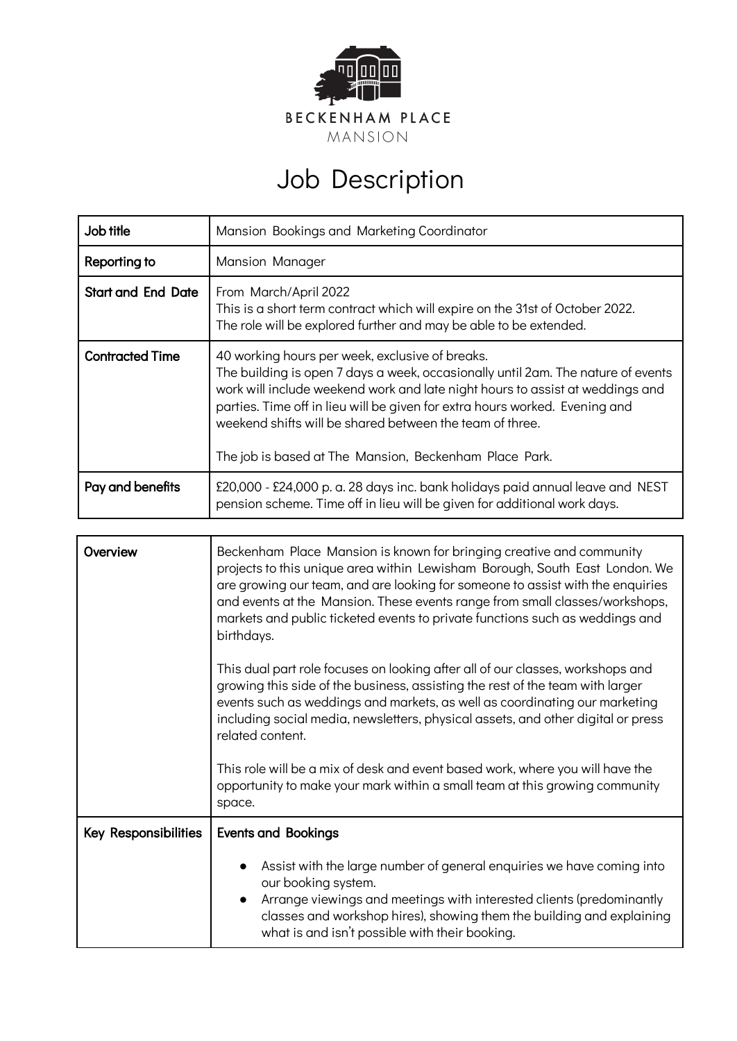BECKENHAM PLACE
MANSION

# Job Description

| Job title | Mansion Bookings and Marketing Coordinator |
|---|---|
| Reporting to | Mansion Manager |
| Start and End Date | From March/April 2022<br>This is a short term contract which will expire on the 31st of October 2022.<br>The role will be explored further and may be able to be extended. |
| Contracted Time | 40 working hours per week, exclusive of breaks.<br>The building is open 7 days a week, occasionally until 2am. The nature of events work will include weekend work and late night hours to assist at weddings and parties. Time off in lieu will be given for extra hours worked. Evening and weekend shifts will be shared between the team of three.<br><br>The job is based at The Mansion, Beckenham Place Park. |
| Pay and benefits | £20,000 - £24,000 p. a. 28 days inc. bank holidays paid annual leave and NEST pension scheme. Time off in lieu will be given for additional work days. |

| Overview | Beckenham Place Mansion is known for bringing creative and community projects to this unique area within Lewisham Borough, South East London. We are growing our team, and are looking for someone to assist with the enquiries and events at the Mansion. These events range from small classes/workshops, markets and public ticketed events to private functions such as weddings and birthdays.<br><br>This dual part role focuses on looking after all of our classes, workshops and growing this side of the business, assisting the rest of the team with larger events such as weddings and markets, as well as coordinating our marketing including social media, newsletters, physical assets, and other digital or press related content.<br><br>This role will be a mix of desk and event based work, where you will have the opportunity to make your mark within a small team at this growing community space. |
|---|---|
| Key Responsibilities | **Events and Bookings**<br><br>• Assist with the large number of general enquiries we have coming into our booking system.<br>• Arrange viewings and meetings with interested clients (predominantly classes and workshop hires), showing them the building and explaining what is and isn't possible with their booking. |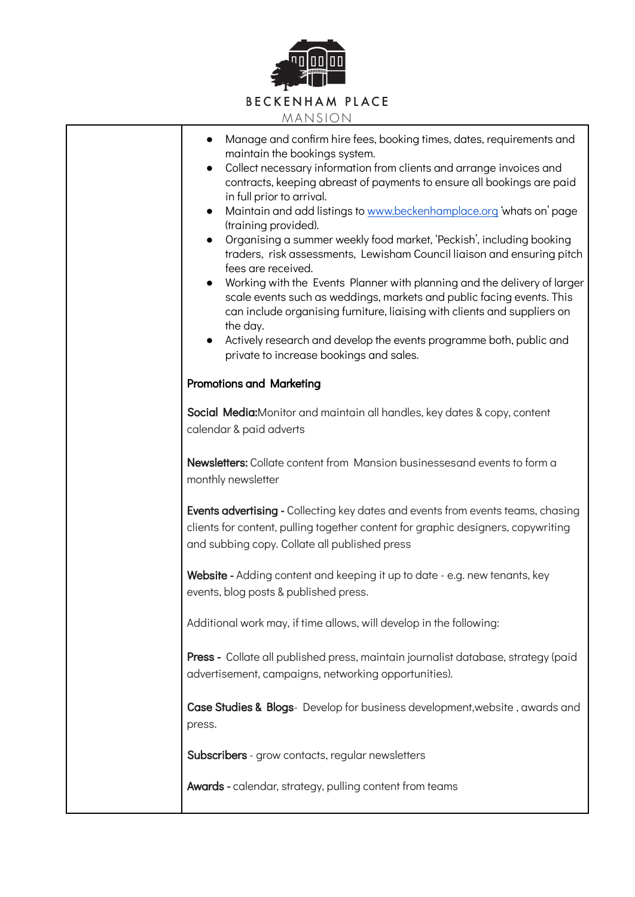| | |
|---|---|
| | • Manage and confirm hire fees, booking times, dates, requirements and maintain the bookings system.<br>• Collect necessary information from clients and arrange invoices and contracts, keeping abreast of payments to ensure all bookings are paid in full prior to arrival.<br>• Maintain and add listings to [www.beckenhamplace.org](http://www.beckenhamplace.org) 'whats on' page (training provided).<br>• Organising a summer weekly food market, 'Peckish', including booking traders, risk assessments, Lewisham Council liaison and ensuring pitch fees are received.<br>• Working with the Events Planner with planning and the delivery of larger scale events such as weddings, markets and public facing events. This can include organising furniture, liaising with clients and suppliers on the day.<br>• Actively research and develop the events programme both, public and private to increase bookings and sales.<br><br>**Promotions and Marketing**<br><br>**Social Media:** Monitor and maintain all handles, key dates & copy, content calendar & paid adverts<br><br>**Newsletters:** Collate content from Mansion businessesand events to form a monthly newsletter<br><br>**Events advertising -** Collecting key dates and events from events teams, chasing clients for content, pulling together content for graphic designers, copywriting and subbing copy. Collate all published press<br><br>**Website -** Adding content and keeping it up to date - e.g. new tenants, key events, blog posts & published press.<br><br>Additional work may, if time allows, will develop in the following:<br><br>**Press -** Collate all published press, maintain journalist database, strategy (paid advertisement, campaigns, networking opportunities).<br><br>**Case Studies & Blogs**- Develop for business development,website , awards and press.<br><br>**Subscribers** - grow contacts, regular newsletters<br><br>**Awards -** calendar, strategy, pulling content from teams |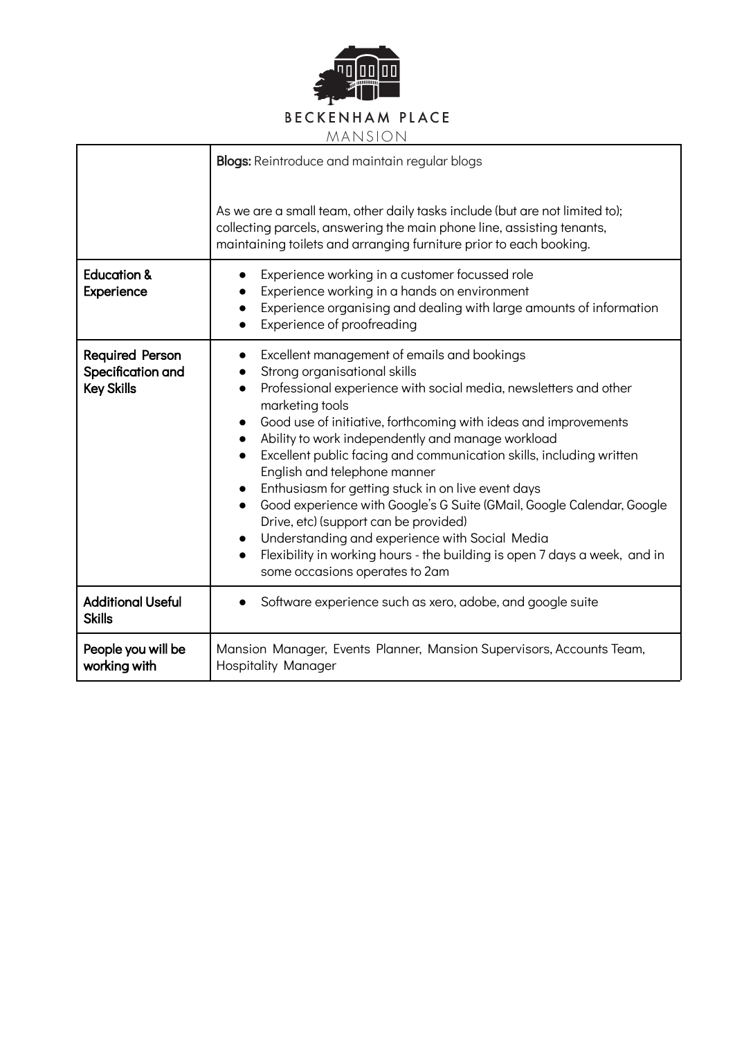BECKENHAM PLACE MANSION

| | |
|---|---|
| | **Blogs:** Reintroduce and maintain regular blogs<br><br>As we are a small team, other daily tasks include (but are not limited to); collecting parcels, answering the main phone line, assisting tenants, maintaining toilets and arranging furniture prior to each booking. |
| **Education & Experience** | • Experience working in a customer focussed role<br>• Experience working in a hands on environment<br>• Experience organising and dealing with large amounts of information<br>• Experience of proofreading |
| **Required Person Specification and Key Skills** | • Excellent management of emails and bookings<br>• Strong organisational skills<br>• Professional experience with social media, newsletters and other marketing tools<br>• Good use of initiative, forthcoming with ideas and improvements<br>• Ability to work independently and manage workload<br>• Excellent public facing and communication skills, including written English and telephone manner<br>• Enthusiasm for getting stuck in on live event days<br>• Good experience with Google's G Suite (GMail, Google Calendar, Google Drive, etc) (support can be provided)<br>• Understanding and experience with Social Media<br>• Flexibility in working hours - the building is open 7 days a week, and in some occasions operates to 2am |
| **Additional Useful Skills** | • Software experience such as xero, adobe, and google suite |
| **People you will be working with** | Mansion Manager, Events Planner, Mansion Supervisors, Accounts Team, Hospitality Manager |